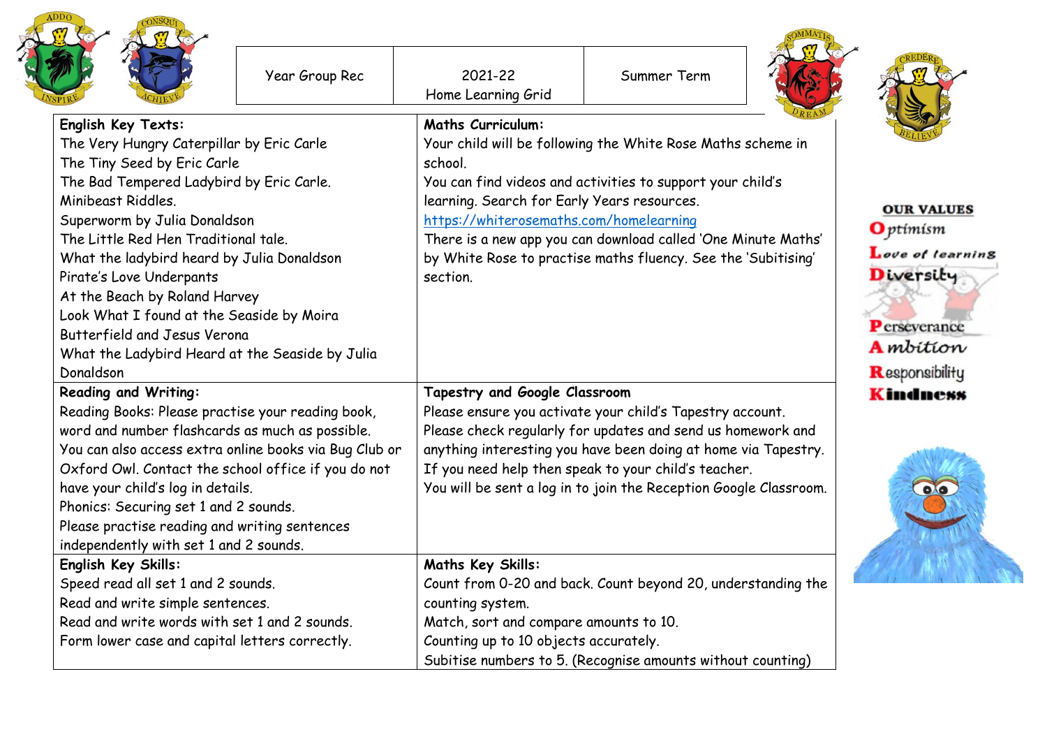| Year Group Rec | 2021-22 Home Learning Grid | Summer Term |
|---|---|---|

| | |
|---|---|
| **English Key Texts:**<br>The Very Hungry Caterpillar by Eric Carle<br>The Tiny Seed by Eric Carle<br>The Bad Tempered Ladybird by Eric Carle.<br>Minibeast Riddles.<br>Superworm by Julia Donaldson<br>The Little Red Hen Traditional tale.<br>What the ladybird heard by Julia Donaldson<br>Pirate's Love Underpants<br>At the Beach by Roland Harvey<br>Look What I found at the Seaside by Moira Butterfield and Jesus Verona<br>What the Ladybird Heard at the Seaside by Julia Donaldson | **Maths Curriculum:**<br>Your child will be following the White Rose Maths scheme in school.<br>You can find videos and activities to support your child's learning. Search for Early Years resources.<br>https://whiterosemaths.com/homelearning<br>There is a new app you can download called 'One Minute Maths' by White Rose to practise maths fluency. See the 'Subitising' section. |
| **Reading and Writing:**<br>Reading Books: Please practise your reading book, word and number flashcards as much as possible.<br>You can also access extra online books via Bug Club or Oxford Owl. Contact the school office if you do not have your child's log in details.<br>Phonics: Securing set 1 and 2 sounds.<br>Please practise reading and writing sentences independently with set 1 and 2 sounds. | **Tapestry and Google Classroom**<br>Please ensure you activate your child's Tapestry account.<br>Please check regularly for updates and send us homework and anything interesting you have been doing at home via Tapestry.<br>If you need help then speak to your child's teacher.<br>You will be sent a log in to join the Reception Google Classroom. |
| **English Key Skills:**<br>Speed read all set 1 and 2 sounds.<br>Read and write simple sentences.<br>Read and write words with set 1 and 2 sounds.<br>Form lower case and capital letters correctly. | **Maths Key Skills:**<br>Count from 0-20 and back. Count beyond 20, understanding the counting system.<br>Match, sort and compare amounts to 10.<br>Counting up to 10 objects accurately.<br>Subitise numbers to 5. (Recognise amounts without counting) |

**OUR VALUES**

**O**ptimism
**L**ove of learning
**D**iversity
**P**erseverance
**A**mbition
**R**esponsibility
**K**indness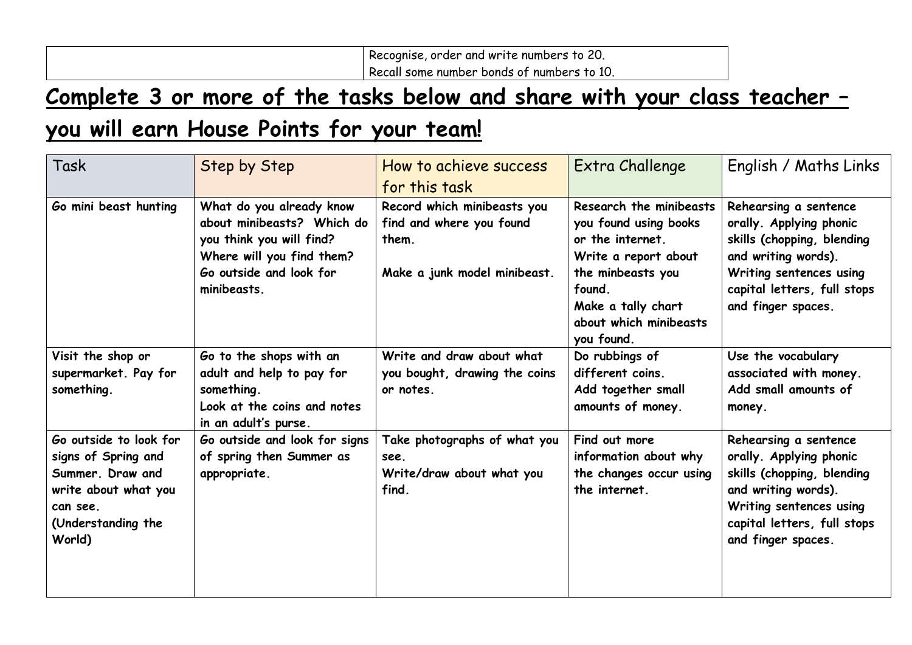|  | Recognise, order and write numbers to 20.<br>Recall some number bonds of numbers to 10. |
|---|---|

## Complete 3 or more of the tasks below and share with your class teacher – you will earn House Points for your team!

| Task | Step by Step | How to achieve success for this task | Extra Challenge | English / Maths Links |
|---|---|---|---|---|
| **Go mini beast hunting** | **What do you already know about minibeasts? Which do you think you will find? Where will you find them? Go outside and look for minibeasts.** | **Record which minibeasts you find and where you found them.**<br><br>**Make a junk model minibeast.** | **Research the minibeasts you found using books or the internet.**<br>**Write a report about the minbeasts you found.**<br>**Make a tally chart about which minibeasts you found.** | **Rehearsing a sentence orally. Applying phonic skills (chopping, blending and writing words).**<br>**Writing sentences using capital letters, full stops and finger spaces.** |
| **Visit the shop or supermarket. Pay for something.** | **Go to the shops with an adult and help to pay for something.**<br>**Look at the coins and notes in an adult's purse.** | **Write and draw about what you bought, drawing the coins or notes.** | **Do rubbings of different coins.**<br>**Add together small amounts of money.** | **Use the vocabulary associated with money.**<br>**Add small amounts of money.** |
| **Go outside to look for signs of Spring and Summer. Draw and write about what you can see.**<br>**(Understanding the World)** | **Go outside and look for signs of spring then Summer as appropriate.** | **Take photographs of what you see.**<br>**Write/draw about what you find.** | **Find out more information about why the changes occur using the internet.** | **Rehearsing a sentence orally. Applying phonic skills (chopping, blending and writing words).**<br>**Writing sentences using capital letters, full stops and finger spaces.** |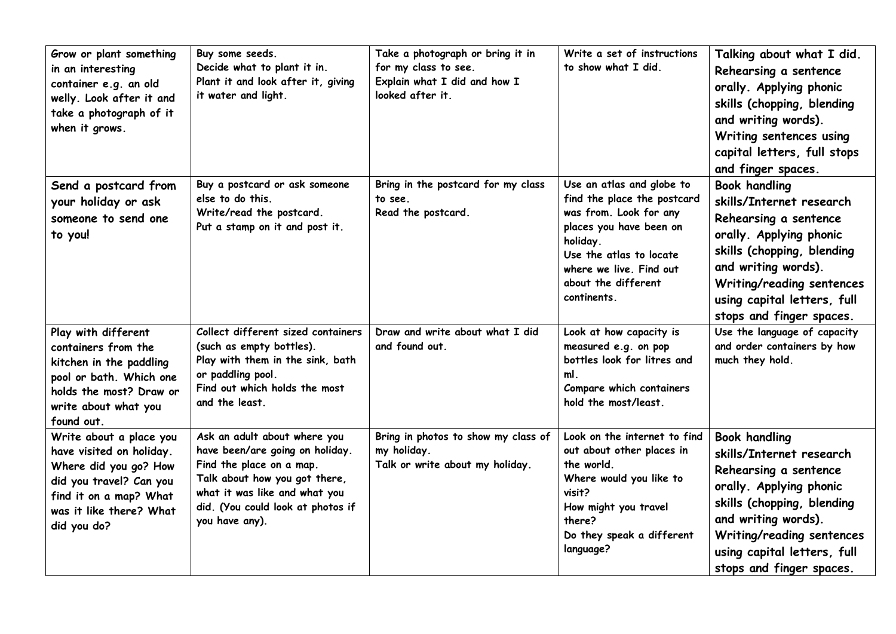| Grow or plant something in an interesting container e.g. an old welly. Look after it and take a photograph of it when it grows. | Buy some seeds.<br>Decide what to plant it in.<br>Plant it and look after it, giving it water and light. | Take a photograph or bring it in for my class to see.<br>Explain what I did and how I looked after it. | Write a set of instructions to show what I did. | Talking about what I did. Rehearsing a sentence orally. Applying phonic skills (chopping, blending and writing words). Writing sentences using capital letters, full stops and finger spaces. |
|---|---|---|---|---|
| Send a postcard from your holiday or ask someone to send one to you! | Buy a postcard or ask someone else to do this.<br>Write/read the postcard.<br>Put a stamp on it and post it. | Bring in the postcard for my class to see.<br>Read the postcard. | Use an atlas and globe to find the place the postcard was from. Look for any places you have been on holiday.<br>Use the atlas to locate where we live. Find out about the different continents. | Book handling skills/Internet research Rehearsing a sentence orally. Applying phonic skills (chopping, blending and writing words). Writing/reading sentences using capital letters, full stops and finger spaces. |
| Play with different containers from the kitchen in the paddling pool or bath. Which one holds the most? Draw or write about what you found out. | Collect different sized containers (such as empty bottles).<br>Play with them in the sink, bath or paddling pool.<br>Find out which holds the most and the least. | Draw and write about what I did and found out. | Look at how capacity is measured e.g. on pop bottles look for litres and ml.<br>Compare which containers hold the most/least. | Use the language of capacity and order containers by how much they hold. |
| Write about a place you have visited on holiday. Where did you go? How did you travel? Can you find it on a map? What was it like there? What did you do? | Ask an adult about where you have been/are going on holiday.<br>Find the place on a map.<br>Talk about how you got there, what it was like and what you did. (You could look at photos if you have any). | Bring in photos to show my class of my holiday.<br>Talk or write about my holiday. | Look on the internet to find out about other places in the world.<br>Where would you like to visit?<br>How might you travel there?<br>Do they speak a different language? | Book handling skills/Internet research Rehearsing a sentence orally. Applying phonic skills (chopping, blending and writing words). Writing/reading sentences using capital letters, full stops and finger spaces. |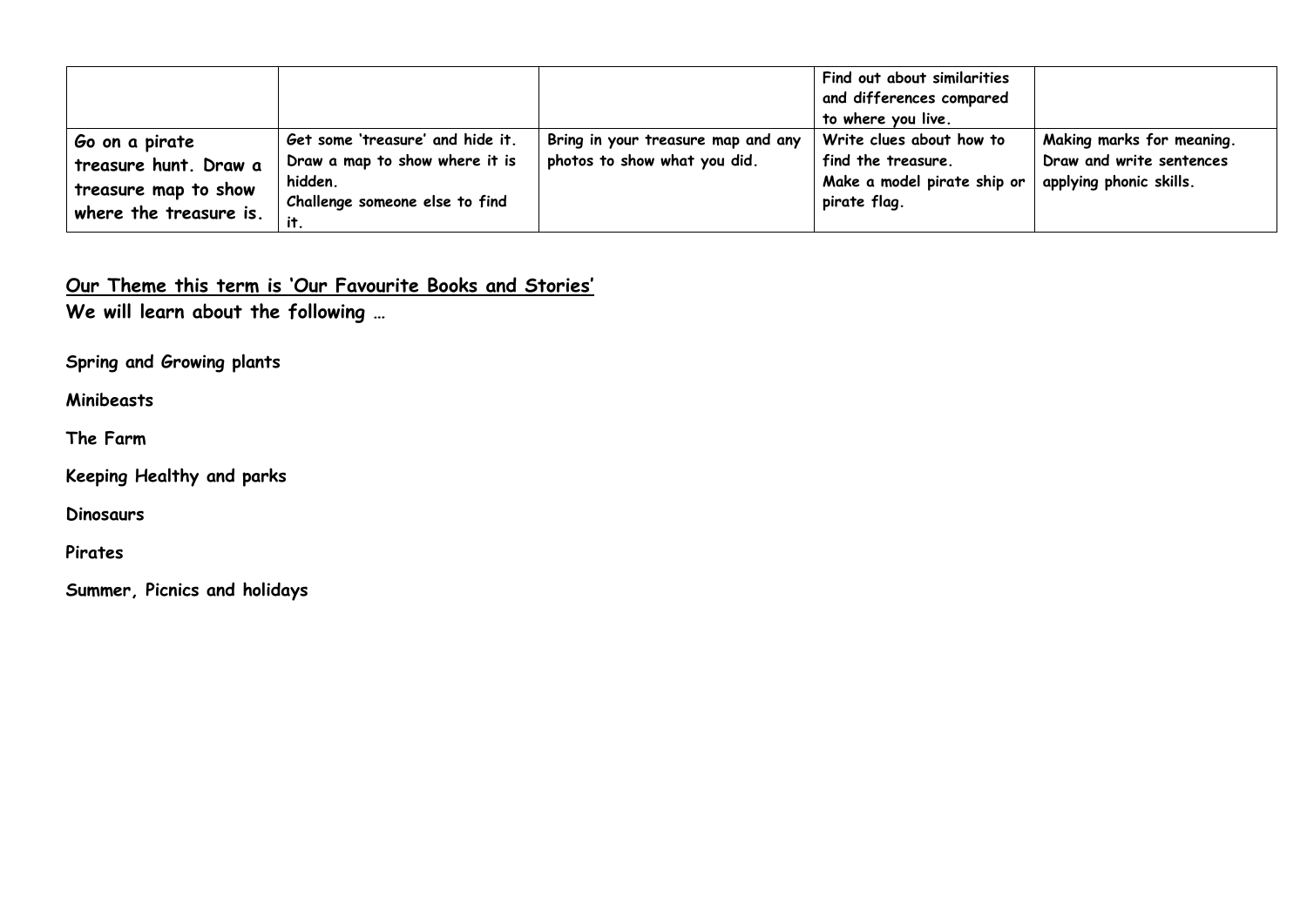| | | | | |
|---|---|---|---|---|
| | | | Find out about similarities and differences compared to where you live. | |
| Go on a pirate treasure hunt. Draw a treasure map to show where the treasure is. | Get some 'treasure' and hide it. Draw a map to show where it is hidden. Challenge someone else to find it. | Bring in your treasure map and any photos to show what you did. | Write clues about how to find the treasure. Make a model pirate ship or pirate flag. | Making marks for meaning. Draw and write sentences applying phonic skills. |

**<u>Our Theme this term is 'Our Favourite Books and Stories'</u>**

**We will learn about the following …**

**Spring and Growing plants**

**Minibeasts**

**The Farm**

**Keeping Healthy and parks**

**Dinosaurs**

**Pirates**

**Summer, Picnics and holidays**